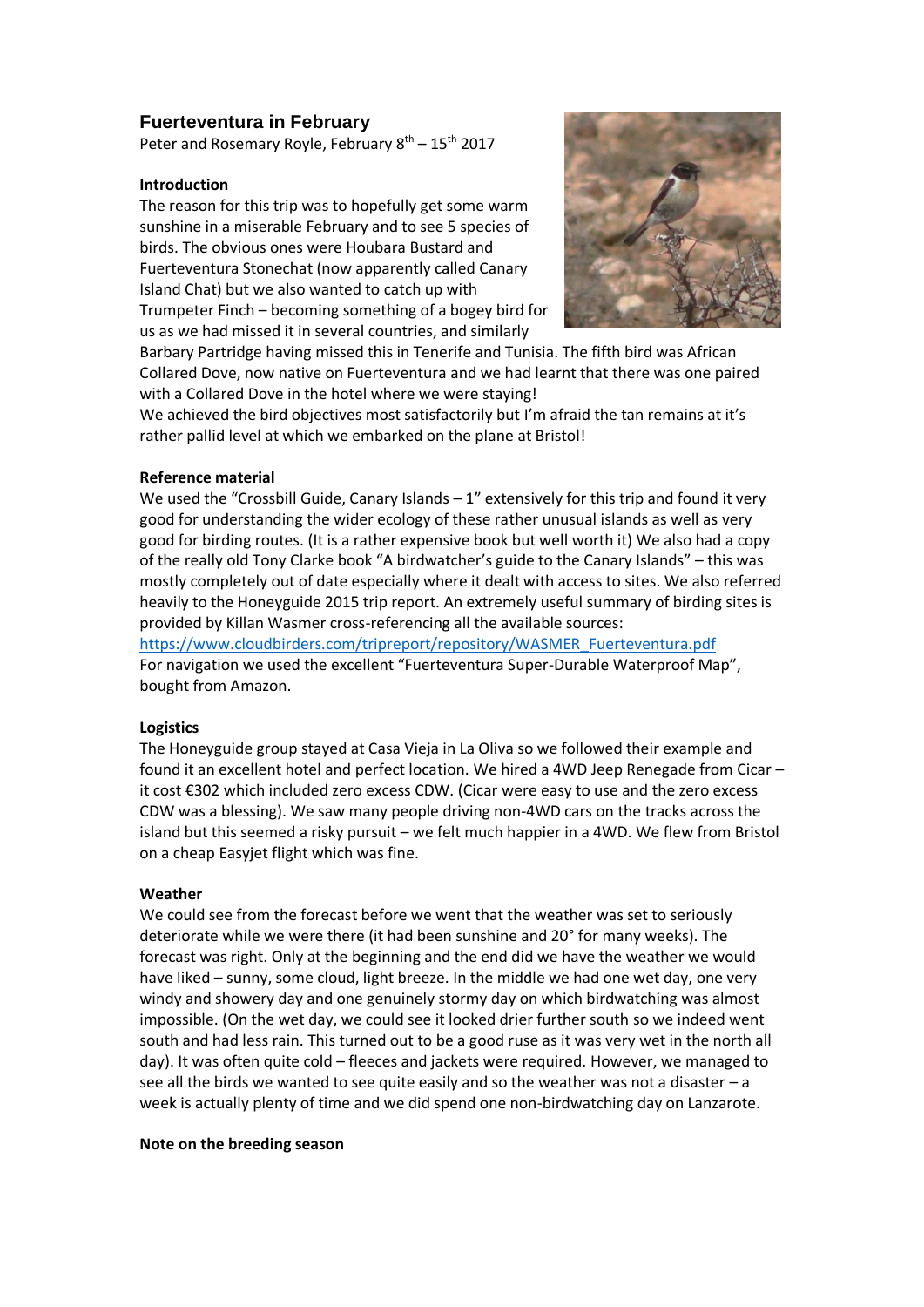## Fuerteventura in February

Peter and Rosemary Royle, February 8th – 15th 2017

**Introduction**

The reason for this trip was to hopefully get some warm sunshine in a miserable February and to see 5 species of birds. The obvious ones were Houbara Bustard and Fuerteventura Stonechat (now apparently called Canary Island Chat) but we also wanted to catch up with Trumpeter Finch – becoming something of a bogey bird for us as we had missed it in several countries, and similarly Barbary Partridge having missed this in Tenerife and Tunisia. The fifth bird was African Collared Dove, now native on Fuerteventura and we had learnt that there was one paired with a Collared Dove in the hotel where we were staying!

We achieved the bird objectives most satisfactorily but I'm afraid the tan remains at it's rather pallid level at which we embarked on the plane at Bristol!

**Reference material**

We used the "Crossbill Guide, Canary Islands – 1" extensively for this trip and found it very good for understanding the wider ecology of these rather unusual islands as well as very good for birding routes. (It is a rather expensive book but well worth it) We also had a copy of the really old Tony Clarke book "A birdwatcher's guide to the Canary Islands" – this was mostly completely out of date especially where it dealt with access to sites. We also referred heavily to the Honeyguide 2015 trip report. An extremely useful summary of birding sites is provided by Killan Wasmer cross-referencing all the available sources:

https://www.cloudbirders.com/tripreport/repository/WASMER_Fuerteventura.pdf

For navigation we used the excellent "Fuerteventura Super-Durable Waterproof Map", bought from Amazon.

**Logistics**

The Honeyguide group stayed at Casa Vieja in La Oliva so we followed their example and found it an excellent hotel and perfect location. We hired a 4WD Jeep Renegade from Cicar – it cost €302 which included zero excess CDW. (Cicar were easy to use and the zero excess CDW was a blessing). We saw many people driving non-4WD cars on the tracks across the island but this seemed a risky pursuit – we felt much happier in a 4WD. We flew from Bristol on a cheap Easyjet flight which was fine.

**Weather**

We could see from the forecast before we went that the weather was set to seriously deteriorate while we were there (it had been sunshine and 20° for many weeks). The forecast was right. Only at the beginning and the end did we have the weather we would have liked – sunny, some cloud, light breeze. In the middle we had one wet day, one very windy and showery day and one genuinely stormy day on which birdwatching was almost impossible. (On the wet day, we could see it looked drier further south so we indeed went south and had less rain. This turned out to be a good ruse as it was very wet in the north all day). It was often quite cold – fleeces and jackets were required. However, we managed to see all the birds we wanted to see quite easily and so the weather was not a disaster – a week is actually plenty of time and we did spend one non-birdwatching day on Lanzarote.

**Note on the breeding season**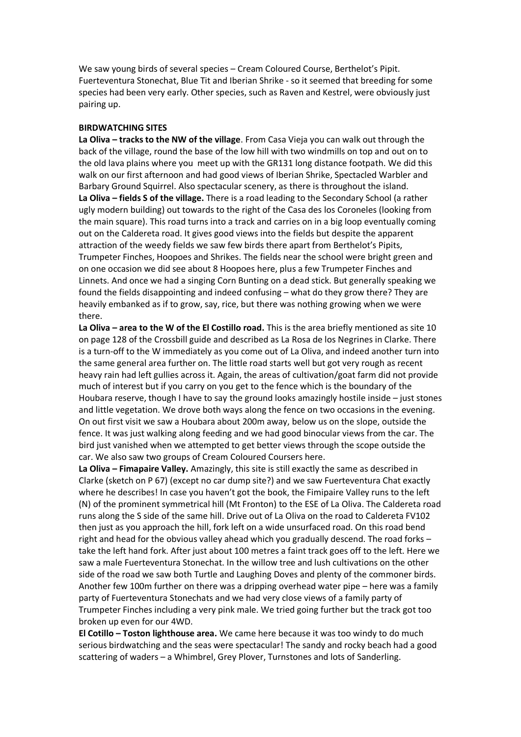We saw young birds of several species – Cream Coloured Course, Berthelot's Pipit. Fuerteventura Stonechat, Blue Tit and Iberian Shrike - so it seemed that breeding for some species had been very early. Other species, such as Raven and Kestrel, were obviously just pairing up.

**BIRDWATCHING SITES**

**La Oliva – tracks to the NW of the village**. From Casa Vieja you can walk out through the back of the village, round the base of the low hill with two windmills on top and out on to the old lava plains where you meet up with the GR131 long distance footpath. We did this walk on our first afternoon and had good views of Iberian Shrike, Spectacled Warbler and Barbary Ground Squirrel. Also spectacular scenery, as there is throughout the island.

**La Oliva – fields S of the village.** There is a road leading to the Secondary School (a rather ugly modern building) out towards to the right of the Casa des los Coroneles (looking from the main square). This road turns into a track and carries on in a big loop eventually coming out on the Caldereta road. It gives good views into the fields but despite the apparent attraction of the weedy fields we saw few birds there apart from Berthelot's Pipits, Trumpeter Finches, Hoopoes and Shrikes. The fields near the school were bright green and on one occasion we did see about 8 Hoopoes here, plus a few Trumpeter Finches and Linnets. And once we had a singing Corn Bunting on a dead stick. But generally speaking we found the fields disappointing and indeed confusing – what do they grow there? They are heavily embanked as if to grow, say, rice, but there was nothing growing when we were there.

**La Oliva – area to the W of the El Costillo road.** This is the area briefly mentioned as site 10 on page 128 of the Crossbill guide and described as La Rosa de los Negrines in Clarke. There is a turn-off to the W immediately as you come out of La Oliva, and indeed another turn into the same general area further on. The little road starts well but got very rough as recent heavy rain had left gullies across it. Again, the areas of cultivation/goat farm did not provide much of interest but if you carry on you get to the fence which is the boundary of the Houbara reserve, though I have to say the ground looks amazingly hostile inside – just stones and little vegetation. We drove both ways along the fence on two occasions in the evening. On out first visit we saw a Houbara about 200m away, below us on the slope, outside the fence. It was just walking along feeding and we had good binocular views from the car. The bird just vanished when we attempted to get better views through the scope outside the car. We also saw two groups of Cream Coloured Coursers here.

**La Oliva – Fimapaire Valley.** Amazingly, this site is still exactly the same as described in Clarke (sketch on P 67) (except no car dump site?) and we saw Fuerteventura Chat exactly where he describes! In case you haven't got the book, the Fimipaire Valley runs to the left (N) of the prominent symmetrical hill (Mt Fronton) to the ESE of La Oliva. The Caldereta road runs along the S side of the same hill. Drive out of La Oliva on the road to Caldereta FV102 then just as you approach the hill, fork left on a wide unsurfaced road. On this road bend right and head for the obvious valley ahead which you gradually descend. The road forks – take the left hand fork. After just about 100 metres a faint track goes off to the left. Here we saw a male Fuerteventura Stonechat. In the willow tree and lush cultivations on the other side of the road we saw both Turtle and Laughing Doves and plenty of the commoner birds. Another few 100m further on there was a dripping overhead water pipe – here was a family party of Fuerteventura Stonechats and we had very close views of a family party of Trumpeter Finches including a very pink male. We tried going further but the track got too broken up even for our 4WD.

**El Cotillo – Toston lighthouse area.** We came here because it was too windy to do much serious birdwatching and the seas were spectacular! The sandy and rocky beach had a good scattering of waders – a Whimbrel, Grey Plover, Turnstones and lots of Sanderling.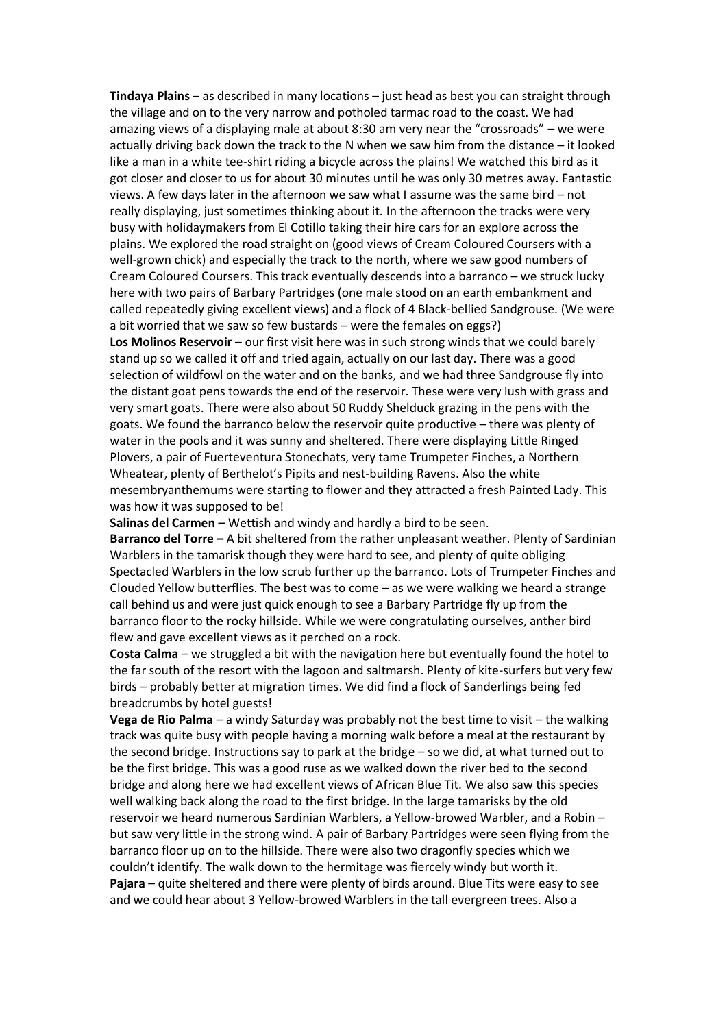**Tindaya Plains** – as described in many locations – just head as best you can straight through the village and on to the very narrow and potholed tarmac road to the coast. We had amazing views of a displaying male at about 8:30 am very near the "crossroads" – we were actually driving back down the track to the N when we saw him from the distance – it looked like a man in a white tee-shirt riding a bicycle across the plains! We watched this bird as it got closer and closer to us for about 30 minutes until he was only 30 metres away. Fantastic views. A few days later in the afternoon we saw what I assume was the same bird – not really displaying, just sometimes thinking about it. In the afternoon the tracks were very busy with holidaymakers from El Cotillo taking their hire cars for an explore across the plains. We explored the road straight on (good views of Cream Coloured Coursers with a well-grown chick) and especially the track to the north, where we saw good numbers of Cream Coloured Coursers. This track eventually descends into a barranco – we struck lucky here with two pairs of Barbary Partridges (one male stood on an earth embankment and called repeatedly giving excellent views) and a flock of 4 Black-bellied Sandgrouse. (We were a bit worried that we saw so few bustards – were the females on eggs?)

**Los Molinos Reservoir** – our first visit here was in such strong winds that we could barely stand up so we called it off and tried again, actually on our last day. There was a good selection of wildfowl on the water and on the banks, and we had three Sandgrouse fly into the distant goat pens towards the end of the reservoir. These were very lush with grass and very smart goats. There were also about 50 Ruddy Shelduck grazing in the pens with the goats. We found the barranco below the reservoir quite productive – there was plenty of water in the pools and it was sunny and sheltered. There were displaying Little Ringed Plovers, a pair of Fuerteventura Stonechats, very tame Trumpeter Finches, a Northern Wheatear, plenty of Berthelot's Pipits and nest-building Ravens. Also the white mesembryanthemums were starting to flower and they attracted a fresh Painted Lady. This was how it was supposed to be!

**Salinas del Carmen –** Wettish and windy and hardly a bird to be seen.

**Barranco del Torre –** A bit sheltered from the rather unpleasant weather. Plenty of Sardinian Warblers in the tamarisk though they were hard to see, and plenty of quite obliging Spectacled Warblers in the low scrub further up the barranco. Lots of Trumpeter Finches and Clouded Yellow butterflies. The best was to come – as we were walking we heard a strange call behind us and were just quick enough to see a Barbary Partridge fly up from the barranco floor to the rocky hillside. While we were congratulating ourselves, anther bird flew and gave excellent views as it perched on a rock.

**Costa Calma** – we struggled a bit with the navigation here but eventually found the hotel to the far south of the resort with the lagoon and saltmarsh. Plenty of kite-surfers but very few birds – probably better at migration times. We did find a flock of Sanderlings being fed breadcrumbs by hotel guests!

**Vega de Rio Palma** – a windy Saturday was probably not the best time to visit – the walking track was quite busy with people having a morning walk before a meal at the restaurant by the second bridge. Instructions say to park at the bridge – so we did, at what turned out to be the first bridge. This was a good ruse as we walked down the river bed to the second bridge and along here we had excellent views of African Blue Tit. We also saw this species well walking back along the road to the first bridge. In the large tamarisks by the old reservoir we heard numerous Sardinian Warblers, a Yellow-browed Warbler, and a Robin – but saw very little in the strong wind. A pair of Barbary Partridges were seen flying from the barranco floor up on to the hillside. There were also two dragonfly species which we couldn't identify. The walk down to the hermitage was fiercely windy but worth it.

**Pajara** – quite sheltered and there were plenty of birds around. Blue Tits were easy to see and we could hear about 3 Yellow-browed Warblers in the tall evergreen trees. Also a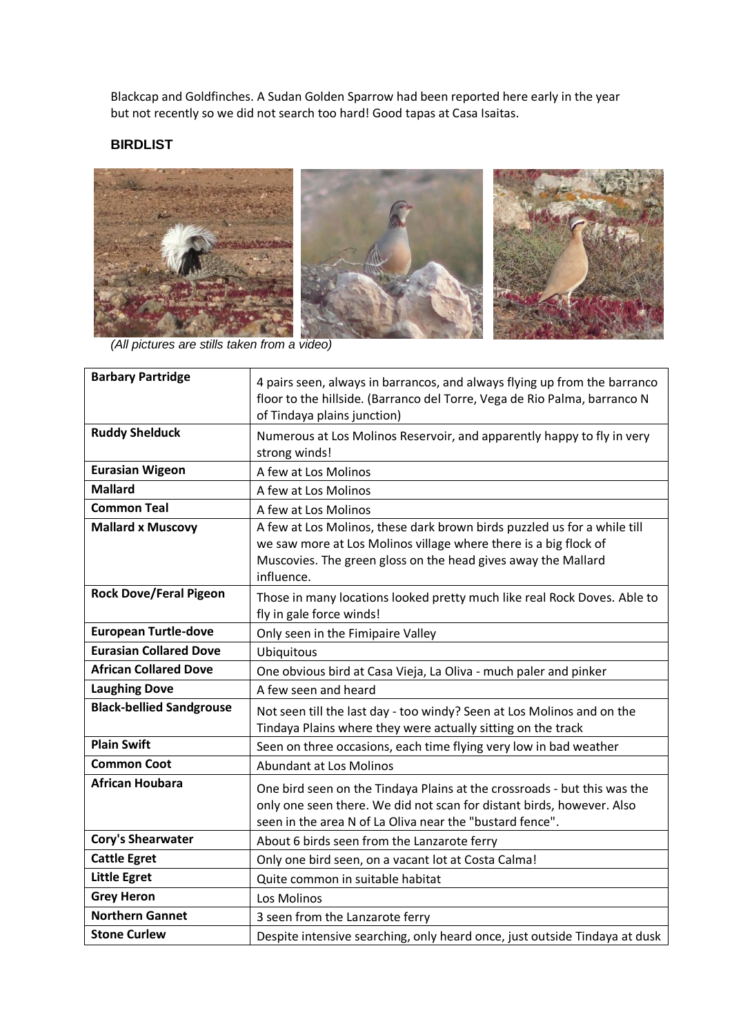Blackcap and Goldfinches. A Sudan Golden Sparrow had been reported here early in the year but not recently so we did not search too hard! Good tapas at Casa Isaitas.

### BIRDLIST

*(All pictures are stills taken from a video)*

| Species | Notes |
|---|---|
| **Barbary Partridge** | 4 pairs seen, always in barrancos, and always flying up from the barranco floor to the hillside. (Barranco del Torre, Vega de Rio Palma, barranco N of Tindaya plains junction) |
| **Ruddy Shelduck** | Numerous at Los Molinos Reservoir, and apparently happy to fly in very strong winds! |
| **Eurasian Wigeon** | A few at Los Molinos |
| **Mallard** | A few at Los Molinos |
| **Common Teal** | A few at Los Molinos |
| **Mallard x Muscovy** | A few at Los Molinos, these dark brown birds puzzled us for a while till we saw more at Los Molinos village where there is a big flock of Muscovies. The green gloss on the head gives away the Mallard influence. |
| **Rock Dove/Feral Pigeon** | Those in many locations looked pretty much like real Rock Doves. Able to fly in gale force winds! |
| **European Turtle-dove** | Only seen in the Fimipaire Valley |
| **Eurasian Collared Dove** | Ubiquitous |
| **African Collared Dove** | One obvious bird at Casa Vieja, La Oliva - much paler and pinker |
| **Laughing Dove** | A few seen and heard |
| **Black-bellied Sandgrouse** | Not seen till the last day - too windy? Seen at Los Molinos and on the Tindaya Plains where they were actually sitting on the track |
| **Plain Swift** | Seen on three occasions, each time flying very low in bad weather |
| **Common Coot** | Abundant at Los Molinos |
| **African Houbara** | One bird seen on the Tindaya Plains at the crossroads - but this was the only one seen there. We did not scan for distant birds, however. Also seen in the area N of La Oliva near the "bustard fence". |
| **Cory's Shearwater** | About 6 birds seen from the Lanzarote ferry |
| **Cattle Egret** | Only one bird seen, on a vacant lot at Costa Calma! |
| **Little Egret** | Quite common in suitable habitat |
| **Grey Heron** | Los Molinos |
| **Northern Gannet** | 3 seen from the Lanzarote ferry |
| **Stone Curlew** | Despite intensive searching, only heard once, just outside Tindaya at dusk |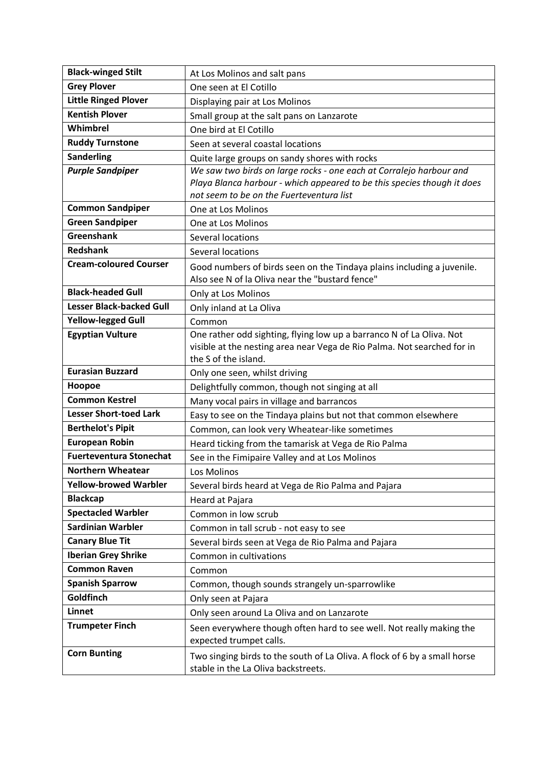| | |
|---|---|
| **Black-winged Stilt** | At Los Molinos and salt pans |
| **Grey Plover** | One seen at El Cotillo |
| **Little Ringed Plover** | Displaying pair at Los Molinos |
| **Kentish Plover** | Small group at the salt pans on Lanzarote |
| **Whimbrel** | One bird at El Cotillo |
| **Ruddy Turnstone** | Seen at several coastal locations |
| **Sanderling** | Quite large groups on sandy shores with rocks |
| ***Purple Sandpiper*** | *We saw two birds on large rocks - one each at Corralejo harbour and Playa Blanca harbour - which appeared to be this species though it does not seem to be on the Fuerteventura list* |
| **Common Sandpiper** | One at Los Molinos |
| **Green Sandpiper** | One at Los Molinos |
| **Greenshank** | Several locations |
| **Redshank** | Several locations |
| **Cream-coloured Courser** | Good numbers of birds seen on the Tindaya plains including a juvenile. Also see N of la Oliva near the "bustard fence" |
| **Black-headed Gull** | Only at Los Molinos |
| **Lesser Black-backed Gull** | Only inland at La Oliva |
| **Yellow-legged Gull** | Common |
| **Egyptian Vulture** | One rather odd sighting, flying low up a barranco N of La Oliva. Not visible at the nesting area near Vega de Rio Palma. Not searched for in the S of the island. |
| **Eurasian Buzzard** | Only one seen, whilst driving |
| **Hoopoe** | Delightfully common, though not singing at all |
| **Common Kestrel** | Many vocal pairs in village and barrancos |
| **Lesser Short-toed Lark** | Easy to see on the Tindaya plains but not that common elsewhere |
| **Berthelot's Pipit** | Common, can look very Wheatear-like sometimes |
| **European Robin** | Heard ticking from the tamarisk at Vega de Rio Palma |
| **Fuerteventura Stonechat** | See in the Fimipaire Valley and at Los Molinos |
| **Northern Wheatear** | Los Molinos |
| **Yellow-browed Warbler** | Several birds heard at Vega de Rio Palma and Pajara |
| **Blackcap** | Heard at Pajara |
| **Spectacled Warbler** | Common in low scrub |
| **Sardinian Warbler** | Common in tall scrub - not easy to see |
| **Canary Blue Tit** | Several birds seen at Vega de Rio Palma and Pajara |
| **Iberian Grey Shrike** | Common in cultivations |
| **Common Raven** | Common |
| **Spanish Sparrow** | Common, though sounds strangely un-sparrowlike |
| **Goldfinch** | Only seen at Pajara |
| **Linnet** | Only seen around La Oliva and on Lanzarote |
| **Trumpeter Finch** | Seen everywhere though often hard to see well. Not really making the expected trumpet calls. |
| **Corn Bunting** | Two singing birds to the south of La Oliva. A flock of 6 by a small horse stable in the La Oliva backstreets. |